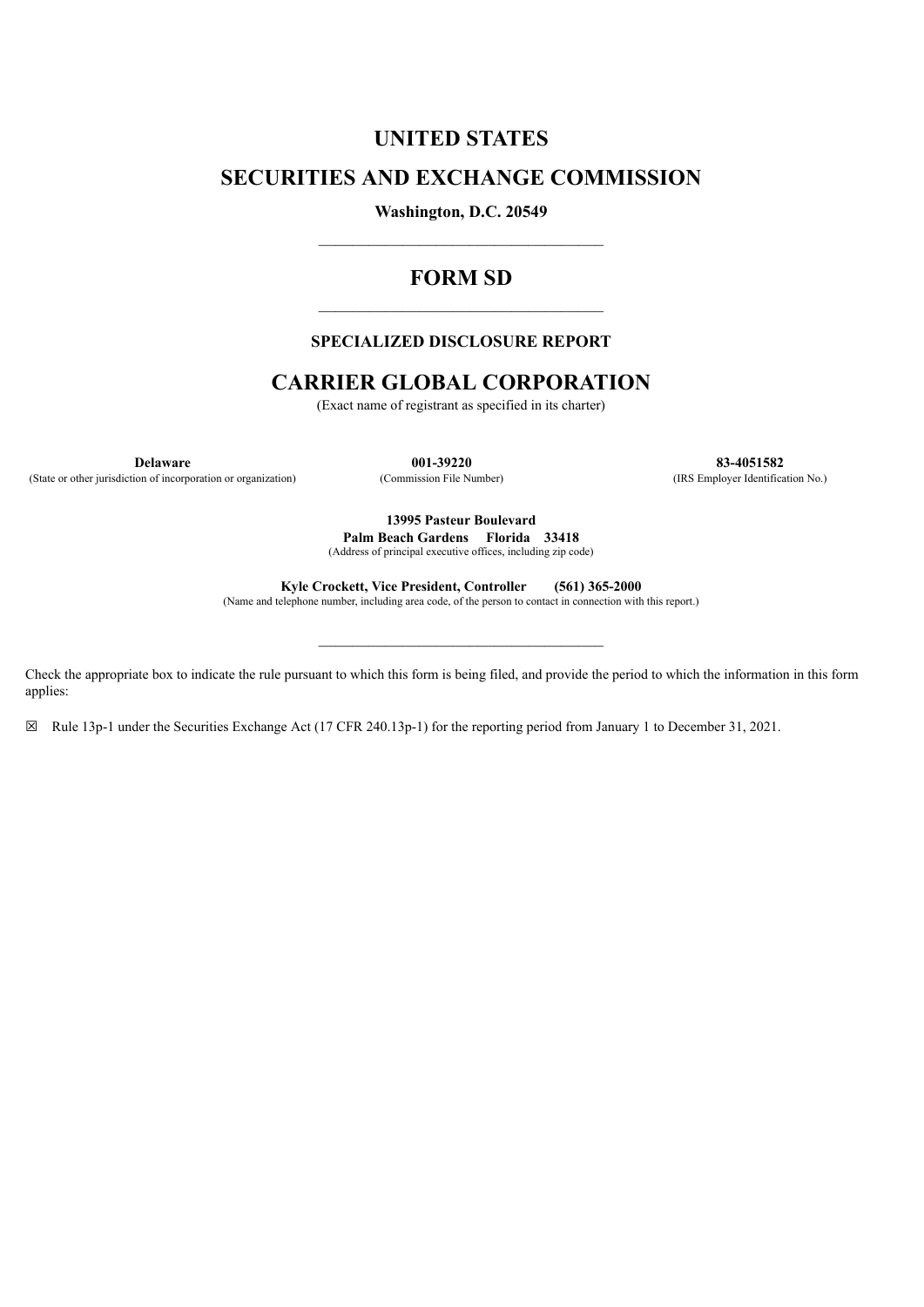# UNITED STATES

# SECURITIES AND EXCHANGE COMMISSION

**Washington, D.C. 20549**

---

# FORM SD

---

**SPECIALIZED DISCLOSURE REPORT**

# CARRIER GLOBAL CORPORATION

(Exact name of registrant as specified in its charter)

| **Delaware** | **001-39220** | **83-4051582** |
|---|---|---|
| (State or other jurisdiction of incorporation or organization) | (Commission File Number) | (IRS Employer Identification No.) |

**13995 Pasteur Boulevard**
**Palm Beach Gardens Florida 33418**
(Address of principal executive offices, including zip code)

**Kyle Crockett, Vice President, Controller (561) 365-2000**
(Name and telephone number, including area code, of the person to contact in connection with this report.)

---

Check the appropriate box to indicate the rule pursuant to which this form is being filed, and provide the period to which the information in this form applies:

☒ Rule 13p-1 under the Securities Exchange Act (17 CFR 240.13p-1) for the reporting period from January 1 to December 31, 2021.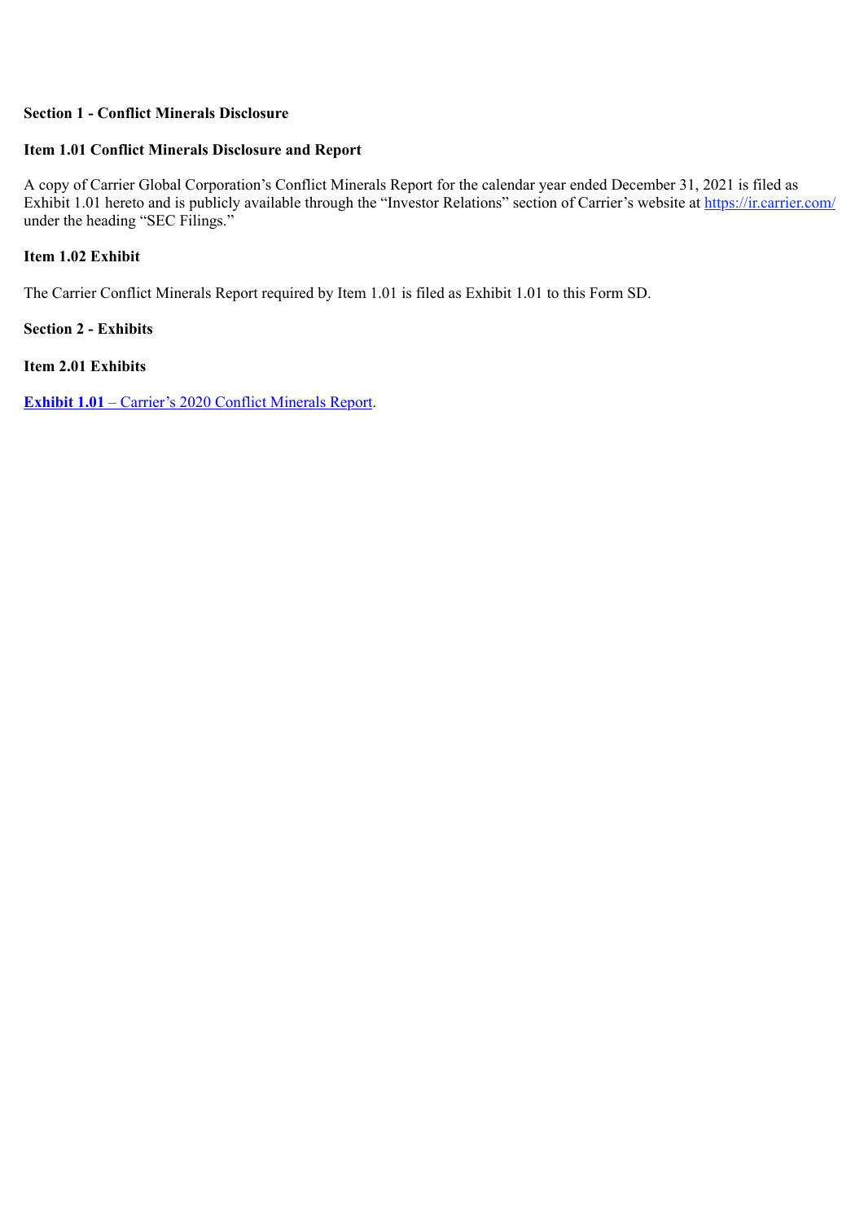**Section 1 - Conflict Minerals Disclosure**

**Item 1.01 Conflict Minerals Disclosure and Report**

A copy of Carrier Global Corporation's Conflict Minerals Report for the calendar year ended December 31, 2021 is filed as Exhibit 1.01 hereto and is publicly available through the "Investor Relations" section of Carrier's website at https://ir.carrier.com/ under the heading "SEC Filings."

**Item 1.02 Exhibit**

The Carrier Conflict Minerals Report required by Item 1.01 is filed as Exhibit 1.01 to this Form SD.

**Section 2 - Exhibits**

**Item 2.01 Exhibits**

**Exhibit 1.01** – Carrier's 2020 Conflict Minerals Report.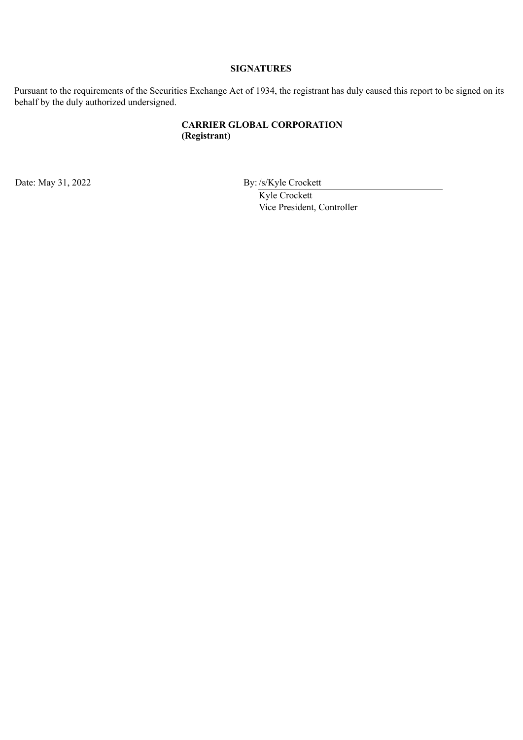## SIGNATURES

Pursuant to the requirements of the Securities Exchange Act of 1934, the registrant has duly caused this report to be signed on its behalf by the duly authorized undersigned.

**CARRIER GLOBAL CORPORATION**
**(Registrant)**

Date: May 31, 2022

By: /s/Kyle Crockett
Kyle Crockett
Vice President, Controller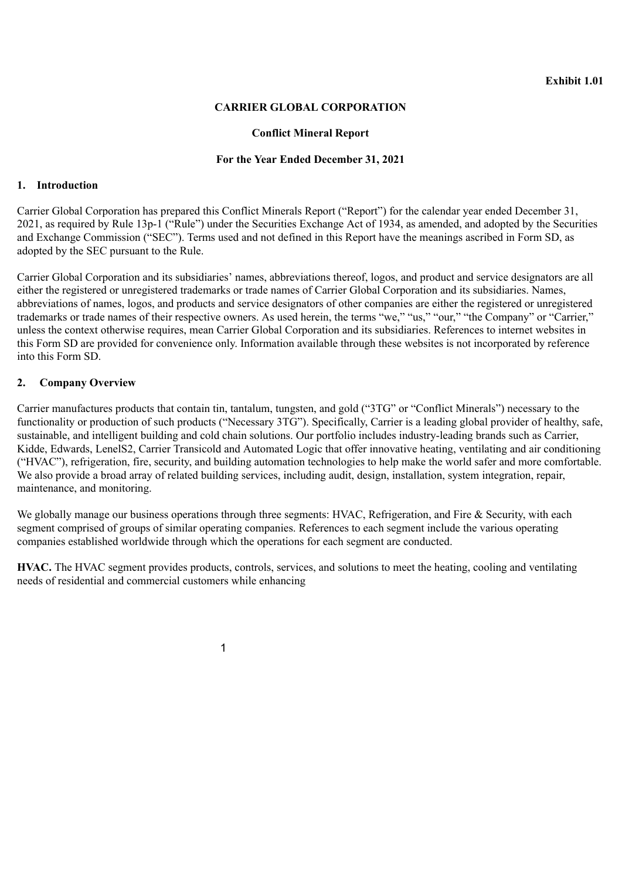**Exhibit 1.01**

**CARRIER GLOBAL CORPORATION**

**Conflict Mineral Report**

**For the Year Ended December 31, 2021**

## 1. Introduction

Carrier Global Corporation has prepared this Conflict Minerals Report ("Report") for the calendar year ended December 31, 2021, as required by Rule 13p-1 ("Rule") under the Securities Exchange Act of 1934, as amended, and adopted by the Securities and Exchange Commission ("SEC"). Terms used and not defined in this Report have the meanings ascribed in Form SD, as adopted by the SEC pursuant to the Rule.

Carrier Global Corporation and its subsidiaries' names, abbreviations thereof, logos, and product and service designators are all either the registered or unregistered trademarks or trade names of Carrier Global Corporation and its subsidiaries. Names, abbreviations of names, logos, and products and service designators of other companies are either the registered or unregistered trademarks or trade names of their respective owners. As used herein, the terms "we," "us," "our," "the Company" or "Carrier," unless the context otherwise requires, mean Carrier Global Corporation and its subsidiaries. References to internet websites in this Form SD are provided for convenience only. Information available through these websites is not incorporated by reference into this Form SD.

## 2. Company Overview

Carrier manufactures products that contain tin, tantalum, tungsten, and gold ("3TG" or "Conflict Minerals") necessary to the functionality or production of such products ("Necessary 3TG"). Specifically, Carrier is a leading global provider of healthy, safe, sustainable, and intelligent building and cold chain solutions. Our portfolio includes industry-leading brands such as Carrier, Kidde, Edwards, LenelS2, Carrier Transicold and Automated Logic that offer innovative heating, ventilating and air conditioning ("HVAC"), refrigeration, fire, security, and building automation technologies to help make the world safer and more comfortable. We also provide a broad array of related building services, including audit, design, installation, system integration, repair, maintenance, and monitoring.

We globally manage our business operations through three segments: HVAC, Refrigeration, and Fire & Security, with each segment comprised of groups of similar operating companies. References to each segment include the various operating companies established worldwide through which the operations for each segment are conducted.

**HVAC.** The HVAC segment provides products, controls, services, and solutions to meet the heating, cooling and ventilating needs of residential and commercial customers while enhancing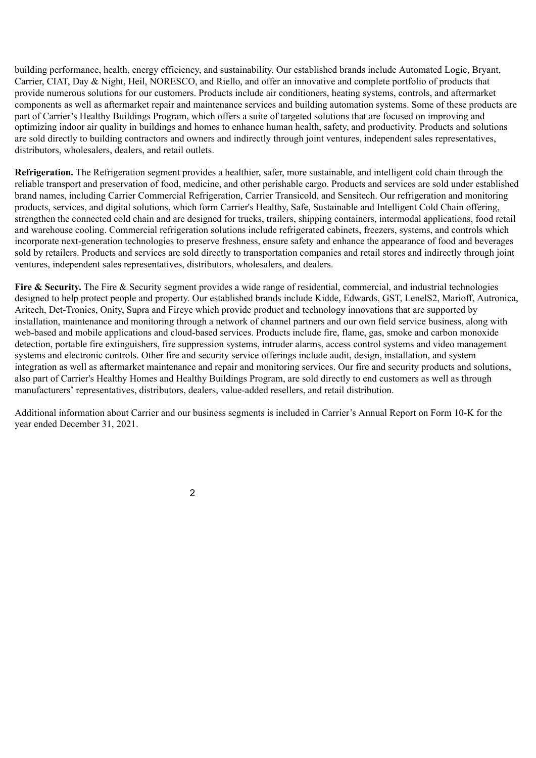building performance, health, energy efficiency, and sustainability. Our established brands include Automated Logic, Bryant, Carrier, CIAT, Day & Night, Heil, NORESCO, and Riello, and offer an innovative and complete portfolio of products that provide numerous solutions for our customers. Products include air conditioners, heating systems, controls, and aftermarket components as well as aftermarket repair and maintenance services and building automation systems. Some of these products are part of Carrier's Healthy Buildings Program, which offers a suite of targeted solutions that are focused on improving and optimizing indoor air quality in buildings and homes to enhance human health, safety, and productivity. Products and solutions are sold directly to building contractors and owners and indirectly through joint ventures, independent sales representatives, distributors, wholesalers, dealers, and retail outlets.

**Refrigeration.** The Refrigeration segment provides a healthier, safer, more sustainable, and intelligent cold chain through the reliable transport and preservation of food, medicine, and other perishable cargo. Products and services are sold under established brand names, including Carrier Commercial Refrigeration, Carrier Transicold, and Sensitech. Our refrigeration and monitoring products, services, and digital solutions, which form Carrier's Healthy, Safe, Sustainable and Intelligent Cold Chain offering, strengthen the connected cold chain and are designed for trucks, trailers, shipping containers, intermodal applications, food retail and warehouse cooling. Commercial refrigeration solutions include refrigerated cabinets, freezers, systems, and controls which incorporate next-generation technologies to preserve freshness, ensure safety and enhance the appearance of food and beverages sold by retailers. Products and services are sold directly to transportation companies and retail stores and indirectly through joint ventures, independent sales representatives, distributors, wholesalers, and dealers.

**Fire & Security.** The Fire & Security segment provides a wide range of residential, commercial, and industrial technologies designed to help protect people and property. Our established brands include Kidde, Edwards, GST, LenelS2, Marioff, Autronica, Aritech, Det-Tronics, Onity, Supra and Fireye which provide product and technology innovations that are supported by installation, maintenance and monitoring through a network of channel partners and our own field service business, along with web-based and mobile applications and cloud-based services. Products include fire, flame, gas, smoke and carbon monoxide detection, portable fire extinguishers, fire suppression systems, intruder alarms, access control systems and video management systems and electronic controls. Other fire and security service offerings include audit, design, installation, and system integration as well as aftermarket maintenance and repair and monitoring services. Our fire and security products and solutions, also part of Carrier's Healthy Homes and Healthy Buildings Program, are sold directly to end customers as well as through manufacturers' representatives, distributors, dealers, value-added resellers, and retail distribution.

Additional information about Carrier and our business segments is included in Carrier's Annual Report on Form 10-K for the year ended December 31, 2021.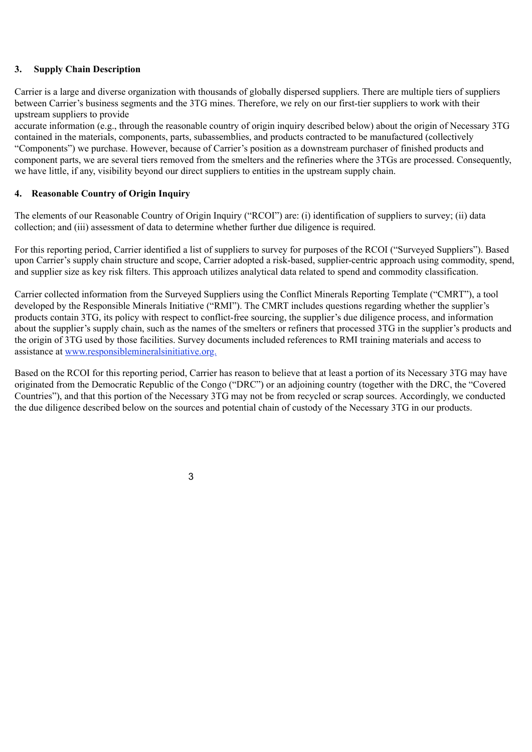## 3. Supply Chain Description

Carrier is a large and diverse organization with thousands of globally dispersed suppliers. There are multiple tiers of suppliers between Carrier's business segments and the 3TG mines. Therefore, we rely on our first-tier suppliers to work with their upstream suppliers to provide accurate information (e.g., through the reasonable country of origin inquiry described below) about the origin of Necessary 3TG contained in the materials, components, parts, subassemblies, and products contracted to be manufactured (collectively "Components") we purchase. However, because of Carrier's position as a downstream purchaser of finished products and component parts, we are several tiers removed from the smelters and the refineries where the 3TGs are processed. Consequently, we have little, if any, visibility beyond our direct suppliers to entities in the upstream supply chain.

## 4. Reasonable Country of Origin Inquiry

The elements of our Reasonable Country of Origin Inquiry ("RCOI") are: (i) identification of suppliers to survey; (ii) data collection; and (iii) assessment of data to determine whether further due diligence is required.

For this reporting period, Carrier identified a list of suppliers to survey for purposes of the RCOI ("Surveyed Suppliers"). Based upon Carrier's supply chain structure and scope, Carrier adopted a risk-based, supplier-centric approach using commodity, spend, and supplier size as key risk filters. This approach utilizes analytical data related to spend and commodity classification.

Carrier collected information from the Surveyed Suppliers using the Conflict Minerals Reporting Template ("CMRT"), a tool developed by the Responsible Minerals Initiative ("RMI"). The CMRT includes questions regarding whether the supplier's products contain 3TG, its policy with respect to conflict-free sourcing, the supplier's due diligence process, and information about the supplier's supply chain, such as the names of the smelters or refiners that processed 3TG in the supplier's products and the origin of 3TG used by those facilities. Survey documents included references to RMI training materials and access to assistance at www.responsiblemineralsinitiative.org.

Based on the RCOI for this reporting period, Carrier has reason to believe that at least a portion of its Necessary 3TG may have originated from the Democratic Republic of the Congo ("DRC") or an adjoining country (together with the DRC, the "Covered Countries"), and that this portion of the Necessary 3TG may not be from recycled or scrap sources. Accordingly, we conducted the due diligence described below on the sources and potential chain of custody of the Necessary 3TG in our products.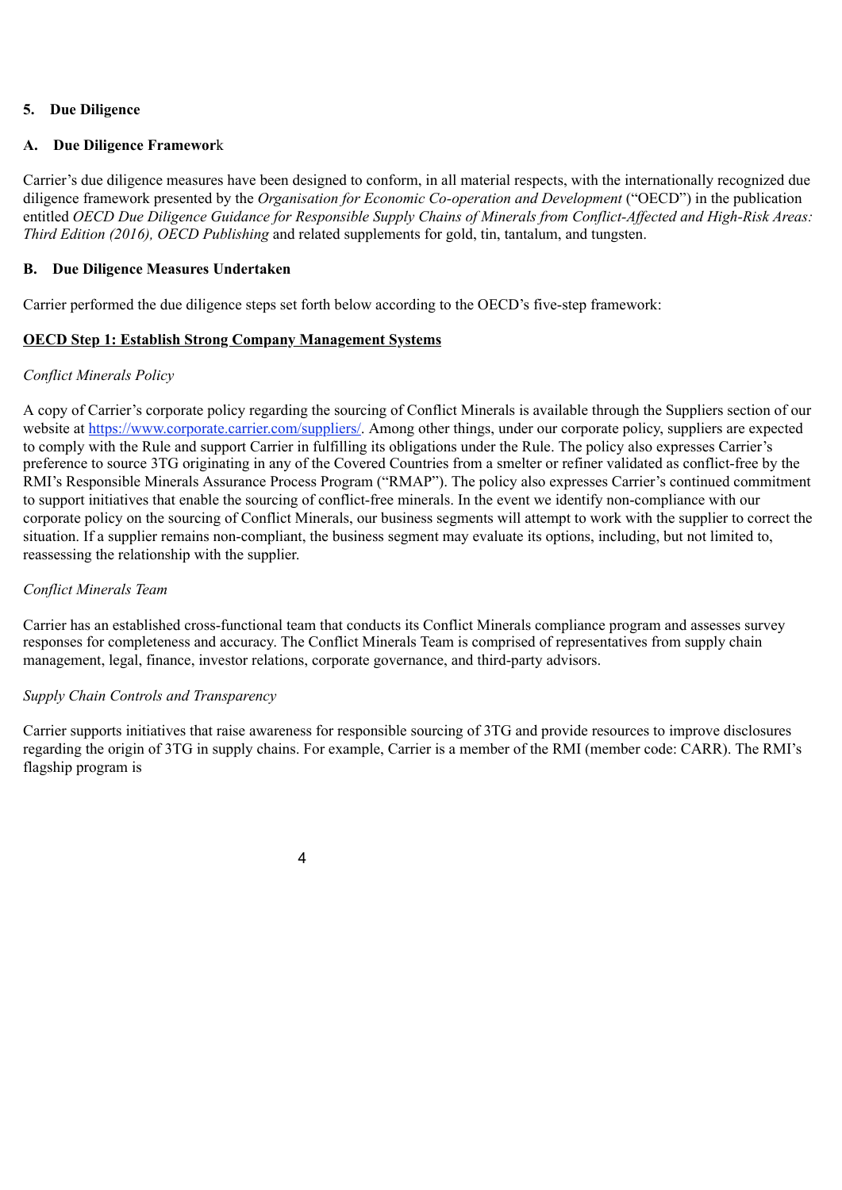## 5. Due Diligence

### A. Due Diligence Framework

Carrier's due diligence measures have been designed to conform, in all material respects, with the internationally recognized due diligence framework presented by the *Organisation for Economic Co-operation and Development* ("OECD") in the publication entitled *OECD Due Diligence Guidance for Responsible Supply Chains of Minerals from Conflict-Affected and High-Risk Areas: Third Edition (2016), OECD Publishing* and related supplements for gold, tin, tantalum, and tungsten.

### B. Due Diligence Measures Undertaken

Carrier performed the due diligence steps set forth below according to the OECD's five-step framework:

**OECD Step 1: Establish Strong Company Management Systems**

*Conflict Minerals Policy*

A copy of Carrier's corporate policy regarding the sourcing of Conflict Minerals is available through the Suppliers section of our website at https://www.corporate.carrier.com/suppliers/. Among other things, under our corporate policy, suppliers are expected to comply with the Rule and support Carrier in fulfilling its obligations under the Rule. The policy also expresses Carrier's preference to source 3TG originating in any of the Covered Countries from a smelter or refiner validated as conflict-free by the RMI's Responsible Minerals Assurance Process Program ("RMAP"). The policy also expresses Carrier's continued commitment to support initiatives that enable the sourcing of conflict-free minerals. In the event we identify non-compliance with our corporate policy on the sourcing of Conflict Minerals, our business segments will attempt to work with the supplier to correct the situation. If a supplier remains non-compliant, the business segment may evaluate its options, including, but not limited to, reassessing the relationship with the supplier.

*Conflict Minerals Team*

Carrier has an established cross-functional team that conducts its Conflict Minerals compliance program and assesses survey responses for completeness and accuracy. The Conflict Minerals Team is comprised of representatives from supply chain management, legal, finance, investor relations, corporate governance, and third-party advisors.

*Supply Chain Controls and Transparency*

Carrier supports initiatives that raise awareness for responsible sourcing of 3TG and provide resources to improve disclosures regarding the origin of 3TG in supply chains. For example, Carrier is a member of the RMI (member code: CARR). The RMI's flagship program is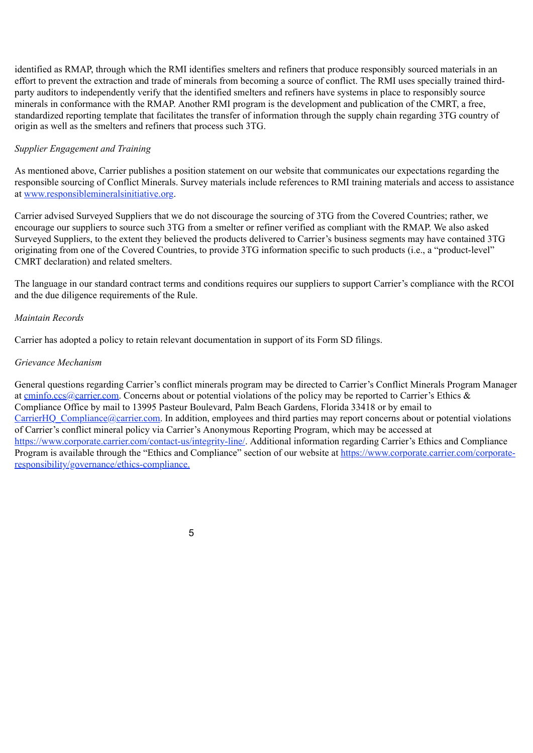identified as RMAP, through which the RMI identifies smelters and refiners that produce responsibly sourced materials in an effort to prevent the extraction and trade of minerals from becoming a source of conflict. The RMI uses specially trained third-party auditors to independently verify that the identified smelters and refiners have systems in place to responsibly source minerals in conformance with the RMAP. Another RMI program is the development and publication of the CMRT, a free, standardized reporting template that facilitates the transfer of information through the supply chain regarding 3TG country of origin as well as the smelters and refiners that process such 3TG.

*Supplier Engagement and Training*

As mentioned above, Carrier publishes a position statement on our website that communicates our expectations regarding the responsible sourcing of Conflict Minerals. Survey materials include references to RMI training materials and access to assistance at www.responsiblemineralsinitiative.org.

Carrier advised Surveyed Suppliers that we do not discourage the sourcing of 3TG from the Covered Countries; rather, we encourage our suppliers to source such 3TG from a smelter or refiner verified as compliant with the RMAP. We also asked Surveyed Suppliers, to the extent they believed the products delivered to Carrier's business segments may have contained 3TG originating from one of the Covered Countries, to provide 3TG information specific to such products (i.e., a "product-level" CMRT declaration) and related smelters.

The language in our standard contract terms and conditions requires our suppliers to support Carrier's compliance with the RCOI and the due diligence requirements of the Rule.

*Maintain Records*

Carrier has adopted a policy to retain relevant documentation in support of its Form SD filings.

*Grievance Mechanism*

General questions regarding Carrier's conflict minerals program may be directed to Carrier's Conflict Minerals Program Manager at cminfo.ccs@carrier.com. Concerns about or potential violations of the policy may be reported to Carrier's Ethics & Compliance Office by mail to 13995 Pasteur Boulevard, Palm Beach Gardens, Florida 33418 or by email to CarrierHQ_Compliance@carrier.com. In addition, employees and third parties may report concerns about or potential violations of Carrier's conflict mineral policy via Carrier's Anonymous Reporting Program, which may be accessed at https://www.corporate.carrier.com/contact-us/integrity-line/. Additional information regarding Carrier's Ethics and Compliance Program is available through the "Ethics and Compliance" section of our website at https://www.corporate.carrier.com/corporate-responsibility/governance/ethics-compliance.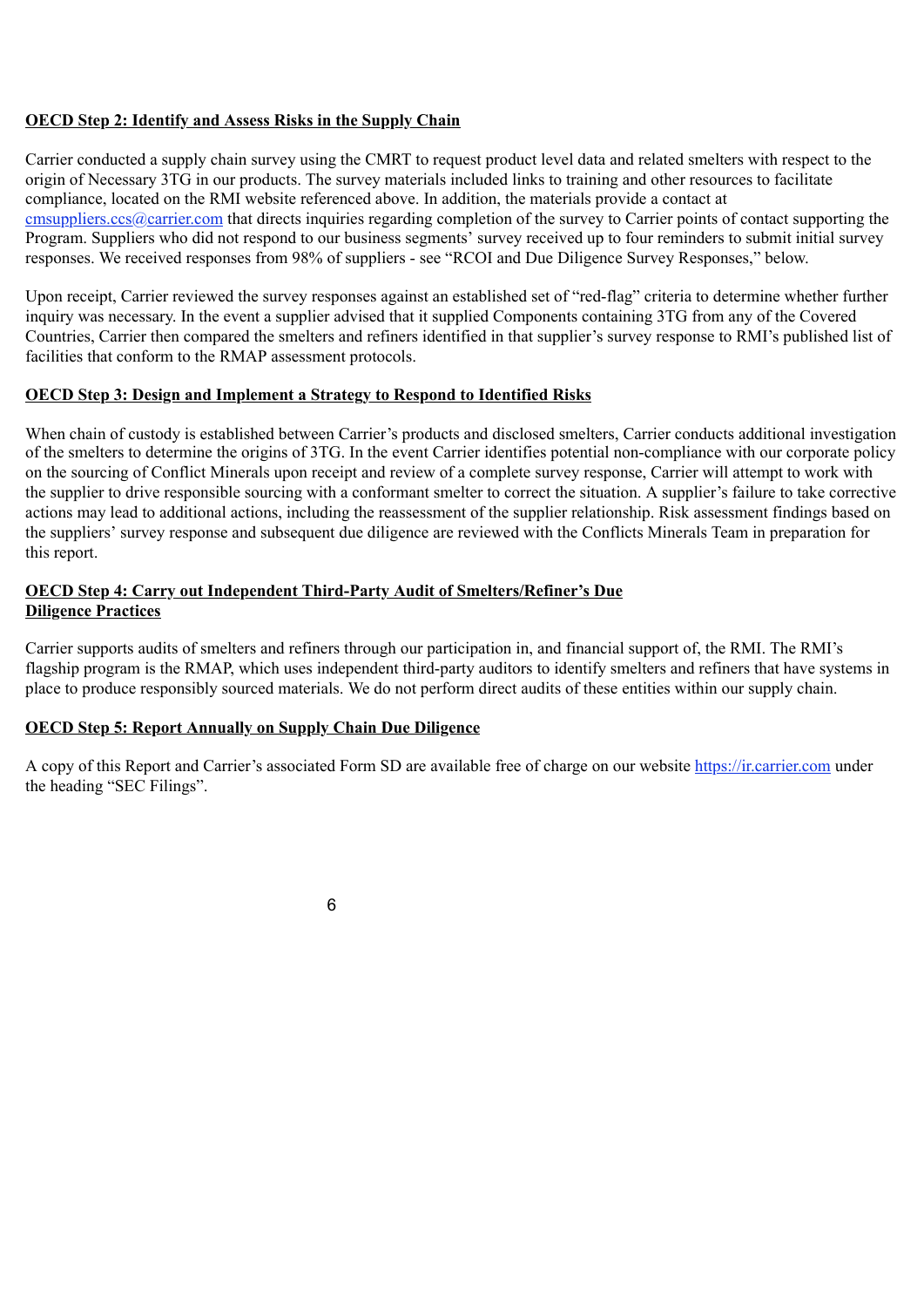**OECD Step 2: Identify and Assess Risks in the Supply Chain**

Carrier conducted a supply chain survey using the CMRT to request product level data and related smelters with respect to the origin of Necessary 3TG in our products. The survey materials included links to training and other resources to facilitate compliance, located on the RMI website referenced above. In addition, the materials provide a contact at cmsuppliers.ccs@carrier.com that directs inquiries regarding completion of the survey to Carrier points of contact supporting the Program. Suppliers who did not respond to our business segments' survey received up to four reminders to submit initial survey responses. We received responses from 98% of suppliers - see "RCOI and Due Diligence Survey Responses," below.

Upon receipt, Carrier reviewed the survey responses against an established set of "red-flag" criteria to determine whether further inquiry was necessary. In the event a supplier advised that it supplied Components containing 3TG from any of the Covered Countries, Carrier then compared the smelters and refiners identified in that supplier's survey response to RMI's published list of facilities that conform to the RMAP assessment protocols.

**OECD Step 3: Design and Implement a Strategy to Respond to Identified Risks**

When chain of custody is established between Carrier's products and disclosed smelters, Carrier conducts additional investigation of the smelters to determine the origins of 3TG. In the event Carrier identifies potential non-compliance with our corporate policy on the sourcing of Conflict Minerals upon receipt and review of a complete survey response, Carrier will attempt to work with the supplier to drive responsible sourcing with a conformant smelter to correct the situation. A supplier's failure to take corrective actions may lead to additional actions, including the reassessment of the supplier relationship. Risk assessment findings based on the suppliers' survey response and subsequent due diligence are reviewed with the Conflicts Minerals Team in preparation for this report.

**OECD Step 4: Carry out Independent Third-Party Audit of Smelters/Refiner's Due Diligence Practices**

Carrier supports audits of smelters and refiners through our participation in, and financial support of, the RMI. The RMI's flagship program is the RMAP, which uses independent third-party auditors to identify smelters and refiners that have systems in place to produce responsibly sourced materials. We do not perform direct audits of these entities within our supply chain.

**OECD Step 5: Report Annually on Supply Chain Due Diligence**

A copy of this Report and Carrier's associated Form SD are available free of charge on our website https://ir.carrier.com under the heading "SEC Filings".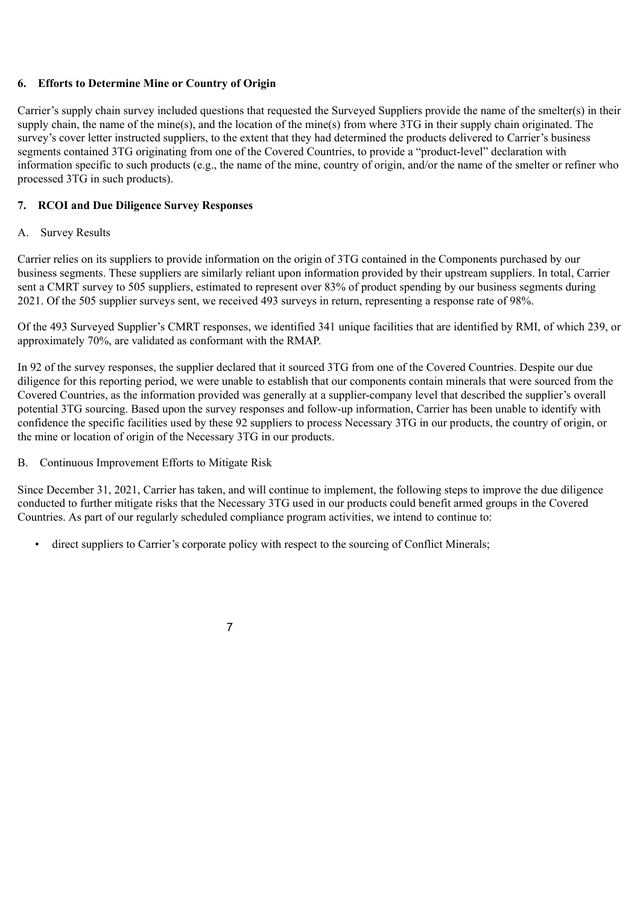## 6. Efforts to Determine Mine or Country of Origin

Carrier's supply chain survey included questions that requested the Surveyed Suppliers provide the name of the smelter(s) in their supply chain, the name of the mine(s), and the location of the mine(s) from where 3TG in their supply chain originated. The survey's cover letter instructed suppliers, to the extent that they had determined the products delivered to Carrier's business segments contained 3TG originating from one of the Covered Countries, to provide a "product-level" declaration with information specific to such products (e.g., the name of the mine, country of origin, and/or the name of the smelter or refiner who processed 3TG in such products).

## 7. RCOI and Due Diligence Survey Responses

### A. Survey Results

Carrier relies on its suppliers to provide information on the origin of 3TG contained in the Components purchased by our business segments. These suppliers are similarly reliant upon information provided by their upstream suppliers. In total, Carrier sent a CMRT survey to 505 suppliers, estimated to represent over 83% of product spending by our business segments during 2021. Of the 505 supplier surveys sent, we received 493 surveys in return, representing a response rate of 98%.

Of the 493 Surveyed Supplier's CMRT responses, we identified 341 unique facilities that are identified by RMI, of which 239, or approximately 70%, are validated as conformant with the RMAP.

In 92 of the survey responses, the supplier declared that it sourced 3TG from one of the Covered Countries. Despite our due diligence for this reporting period, we were unable to establish that our components contain minerals that were sourced from the Covered Countries, as the information provided was generally at a supplier-company level that described the supplier's overall potential 3TG sourcing. Based upon the survey responses and follow-up information, Carrier has been unable to identify with confidence the specific facilities used by these 92 suppliers to process Necessary 3TG in our products, the country of origin, or the mine or location of origin of the Necessary 3TG in our products.

### B. Continuous Improvement Efforts to Mitigate Risk

Since December 31, 2021, Carrier has taken, and will continue to implement, the following steps to improve the due diligence conducted to further mitigate risks that the Necessary 3TG used in our products could benefit armed groups in the Covered Countries. As part of our regularly scheduled compliance program activities, we intend to continue to:

- direct suppliers to Carrier's corporate policy with respect to the sourcing of Conflict Minerals;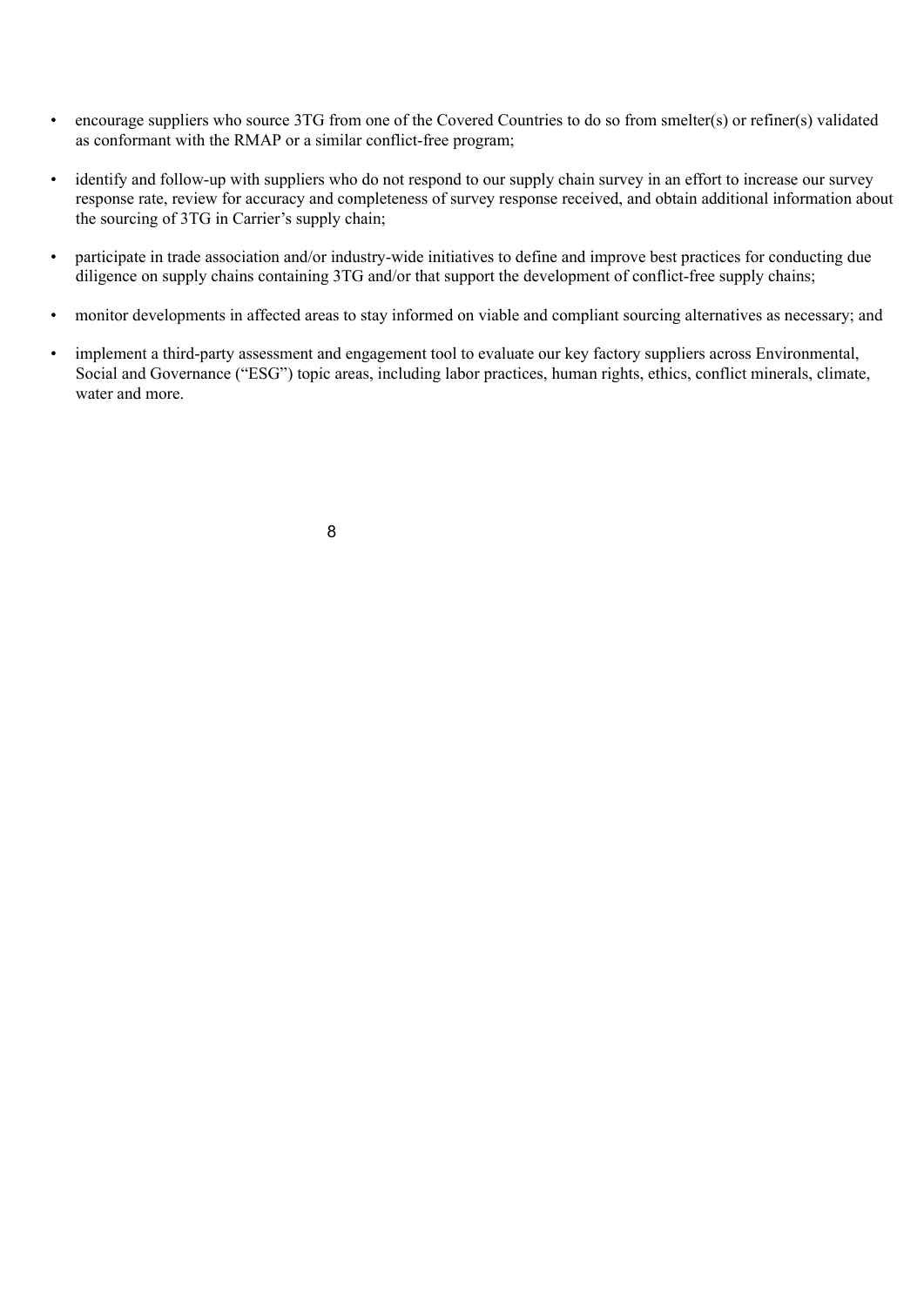- encourage suppliers who source 3TG from one of the Covered Countries to do so from smelter(s) or refiner(s) validated as conformant with the RMAP or a similar conflict-free program;
- identify and follow-up with suppliers who do not respond to our supply chain survey in an effort to increase our survey response rate, review for accuracy and completeness of survey response received, and obtain additional information about the sourcing of 3TG in Carrier's supply chain;
- participate in trade association and/or industry-wide initiatives to define and improve best practices for conducting due diligence on supply chains containing 3TG and/or that support the development of conflict-free supply chains;
- monitor developments in affected areas to stay informed on viable and compliant sourcing alternatives as necessary; and
- implement a third-party assessment and engagement tool to evaluate our key factory suppliers across Environmental, Social and Governance ("ESG") topic areas, including labor practices, human rights, ethics, conflict minerals, climate, water and more.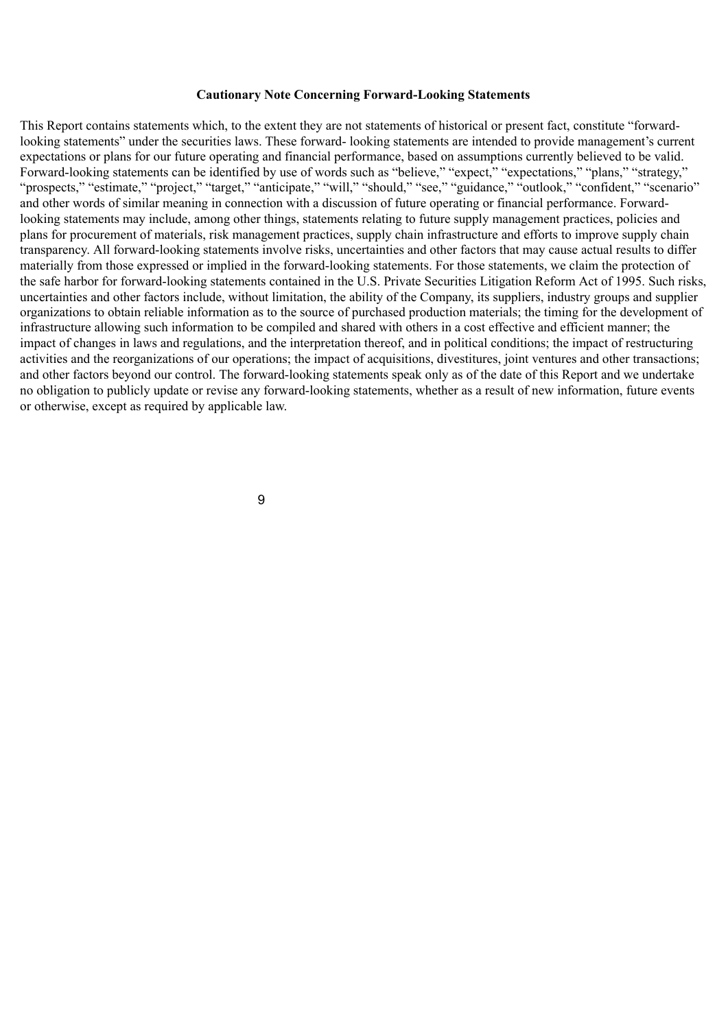**Cautionary Note Concerning Forward-Looking Statements**

This Report contains statements which, to the extent they are not statements of historical or present fact, constitute "forward-looking statements" under the securities laws. These forward- looking statements are intended to provide management's current expectations or plans for our future operating and financial performance, based on assumptions currently believed to be valid. Forward-looking statements can be identified by use of words such as "believe," "expect," "expectations," "plans," "strategy," "prospects," "estimate," "project," "target," "anticipate," "will," "should," "see," "guidance," "outlook," "confident," "scenario" and other words of similar meaning in connection with a discussion of future operating or financial performance. Forward-looking statements may include, among other things, statements relating to future supply management practices, policies and plans for procurement of materials, risk management practices, supply chain infrastructure and efforts to improve supply chain transparency. All forward-looking statements involve risks, uncertainties and other factors that may cause actual results to differ materially from those expressed or implied in the forward-looking statements. For those statements, we claim the protection of the safe harbor for forward-looking statements contained in the U.S. Private Securities Litigation Reform Act of 1995. Such risks, uncertainties and other factors include, without limitation, the ability of the Company, its suppliers, industry groups and supplier organizations to obtain reliable information as to the source of purchased production materials; the timing for the development of infrastructure allowing such information to be compiled and shared with others in a cost effective and efficient manner; the impact of changes in laws and regulations, and the interpretation thereof, and in political conditions; the impact of restructuring activities and the reorganizations of our operations; the impact of acquisitions, divestitures, joint ventures and other transactions; and other factors beyond our control. The forward-looking statements speak only as of the date of this Report and we undertake no obligation to publicly update or revise any forward-looking statements, whether as a result of new information, future events or otherwise, except as required by applicable law.